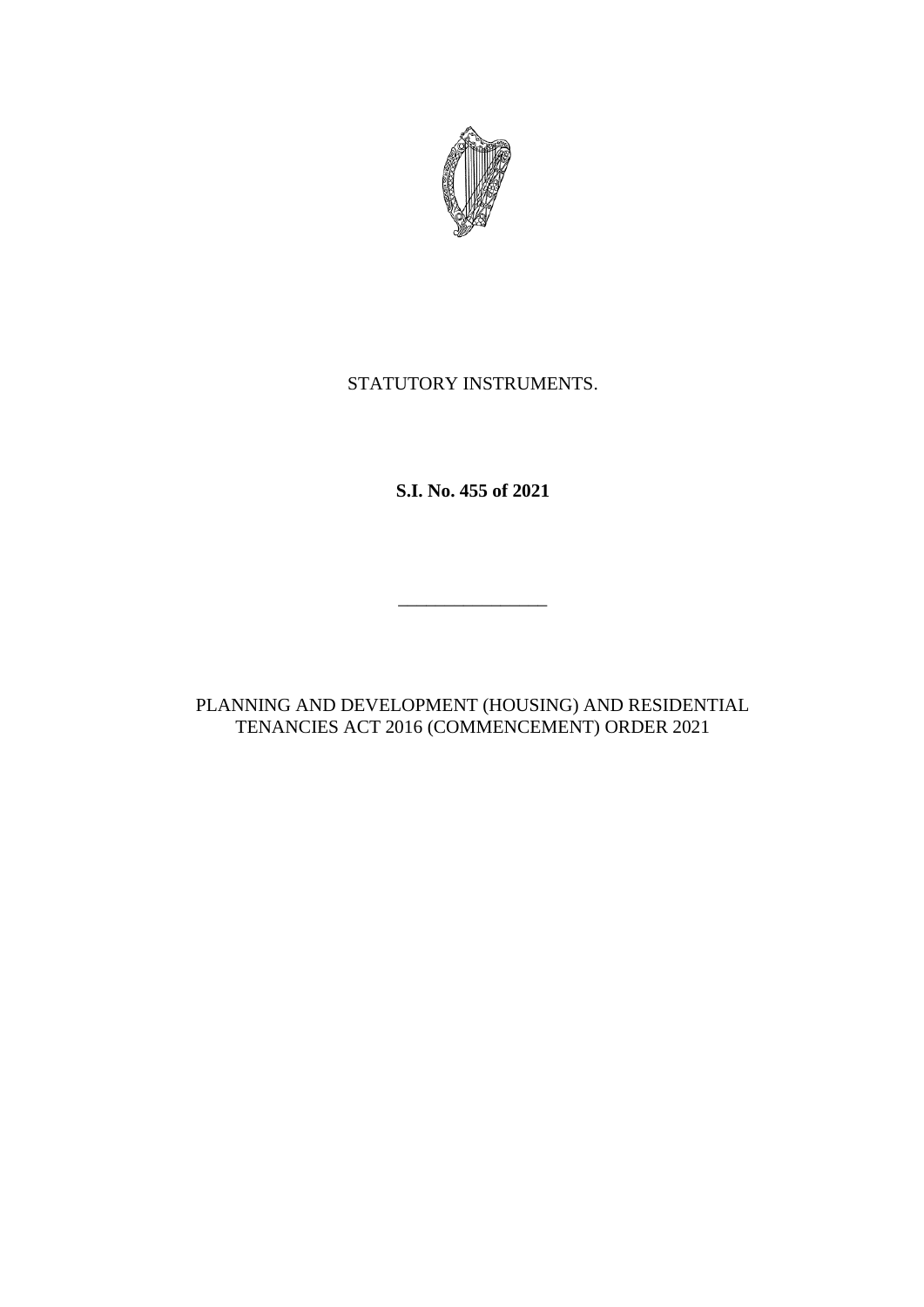STATUTORY INSTRUMENTS.

**S.I. No. 455 of 2021**

---

PLANNING AND DEVELOPMENT (HOUSING) AND RESIDENTIAL TENANCIES ACT 2016 (COMMENCEMENT) ORDER 2021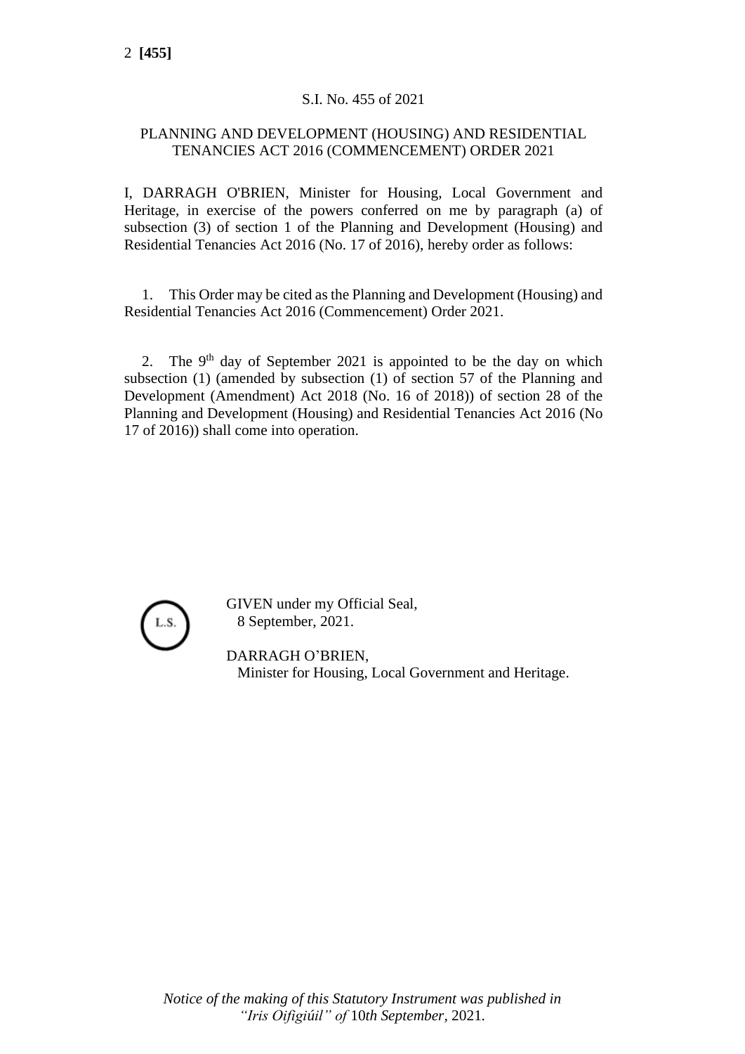S.I. No. 455 of 2021

PLANNING AND DEVELOPMENT (HOUSING) AND RESIDENTIAL TENANCIES ACT 2016 (COMMENCEMENT) ORDER 2021

I, DARRAGH O'BRIEN, Minister for Housing, Local Government and Heritage, in exercise of the powers conferred on me by paragraph (a) of subsection (3) of section 1 of the Planning and Development (Housing) and Residential Tenancies Act 2016 (No. 17 of 2016), hereby order as follows:

1. This Order may be cited as the Planning and Development (Housing) and Residential Tenancies Act 2016 (Commencement) Order 2021.

2. The 9th day of September 2021 is appointed to be the day on which subsection (1) (amended by subsection (1) of section 57 of the Planning and Development (Amendment) Act 2018 (No. 16 of 2018)) of section 28 of the Planning and Development (Housing) and Residential Tenancies Act 2016 (No 17 of 2016)) shall come into operation.

L.S.

GIVEN under my Official Seal,
8 September, 2021.

DARRAGH O'BRIEN,
Minister for Housing, Local Government and Heritage.

*Notice of the making of this Statutory Instrument was published in "Iris Oifigiúil" of 10th September, 2021.*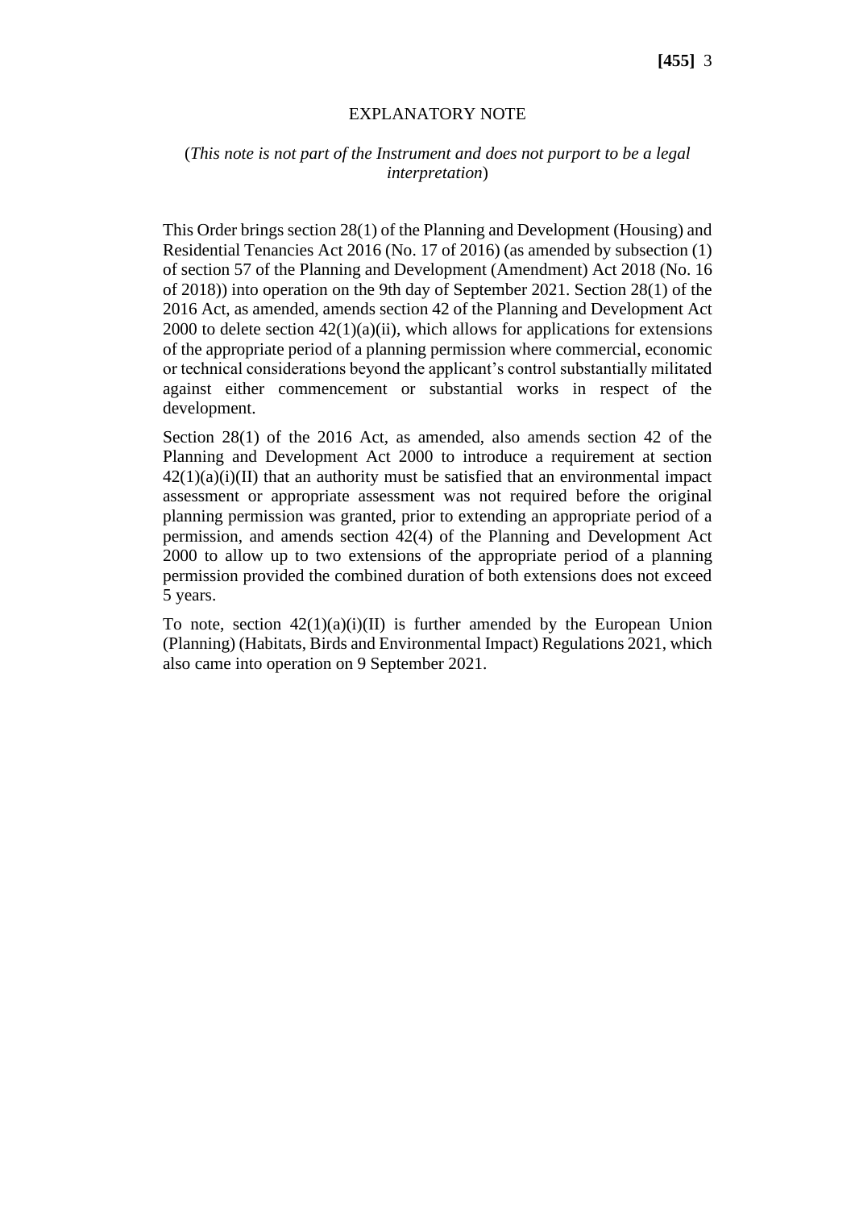## EXPLANATORY NOTE

(*This note is not part of the Instrument and does not purport to be a legal interpretation*)

This Order brings section 28(1) of the Planning and Development (Housing) and Residential Tenancies Act 2016 (No. 17 of 2016) (as amended by subsection (1) of section 57 of the Planning and Development (Amendment) Act 2018 (No. 16 of 2018)) into operation on the 9th day of September 2021. Section 28(1) of the 2016 Act, as amended, amends section 42 of the Planning and Development Act 2000 to delete section 42(1)(a)(ii), which allows for applications for extensions of the appropriate period of a planning permission where commercial, economic or technical considerations beyond the applicant's control substantially militated against either commencement or substantial works in respect of the development.

Section 28(1) of the 2016 Act, as amended, also amends section 42 of the Planning and Development Act 2000 to introduce a requirement at section 42(1)(a)(i)(II) that an authority must be satisfied that an environmental impact assessment or appropriate assessment was not required before the original planning permission was granted, prior to extending an appropriate period of a permission, and amends section 42(4) of the Planning and Development Act 2000 to allow up to two extensions of the appropriate period of a planning permission provided the combined duration of both extensions does not exceed 5 years.

To note, section 42(1)(a)(i)(II) is further amended by the European Union (Planning) (Habitats, Birds and Environmental Impact) Regulations 2021, which also came into operation on 9 September 2021.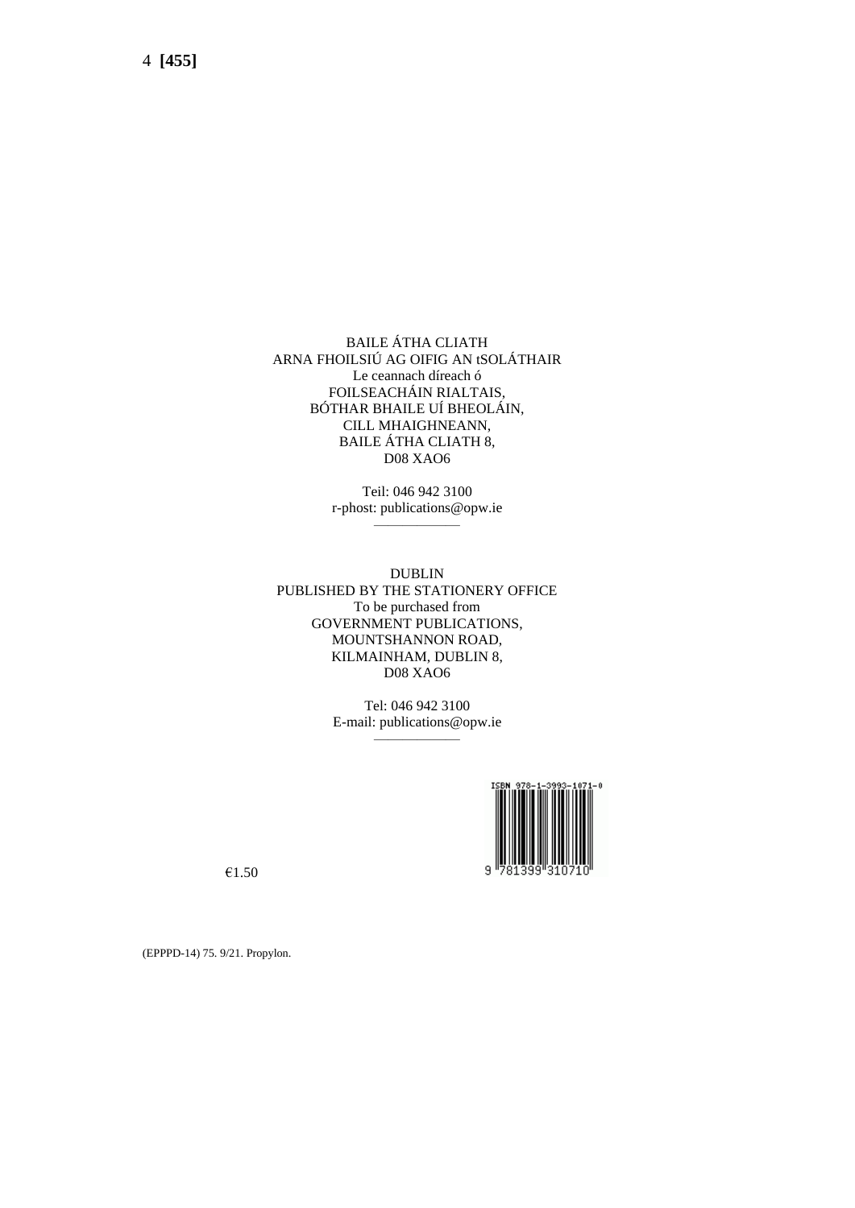**[455]**

BAILE ÁTHA CLIATH
ARNA FHOILSIÚ AG OIFIG AN tSOLÁTHAIR
Le ceannach díreach ó
FOILSEACHÁIN RIALTAIS,
BÓTHAR BHAILE UÍ BHEOLÁIN,
CILL MHAIGHNEANN,
BAILE ÁTHA CLIATH 8,
D08 XAO6

Teil: 046 942 3100
r-phost: publications@opw.ie

---

DUBLIN
PUBLISHED BY THE STATIONERY OFFICE
To be purchased from
GOVERNMENT PUBLICATIONS,
MOUNTSHANNON ROAD,
KILMAINHAM, DUBLIN 8,
D08 XAO6

Tel: 046 942 3100
E-mail: publications@opw.ie

---

ISBN 978-1-3993-1071-0

9 781399 310710

€1.50

(EPPPD-14) 75. 9/21. Propylon.